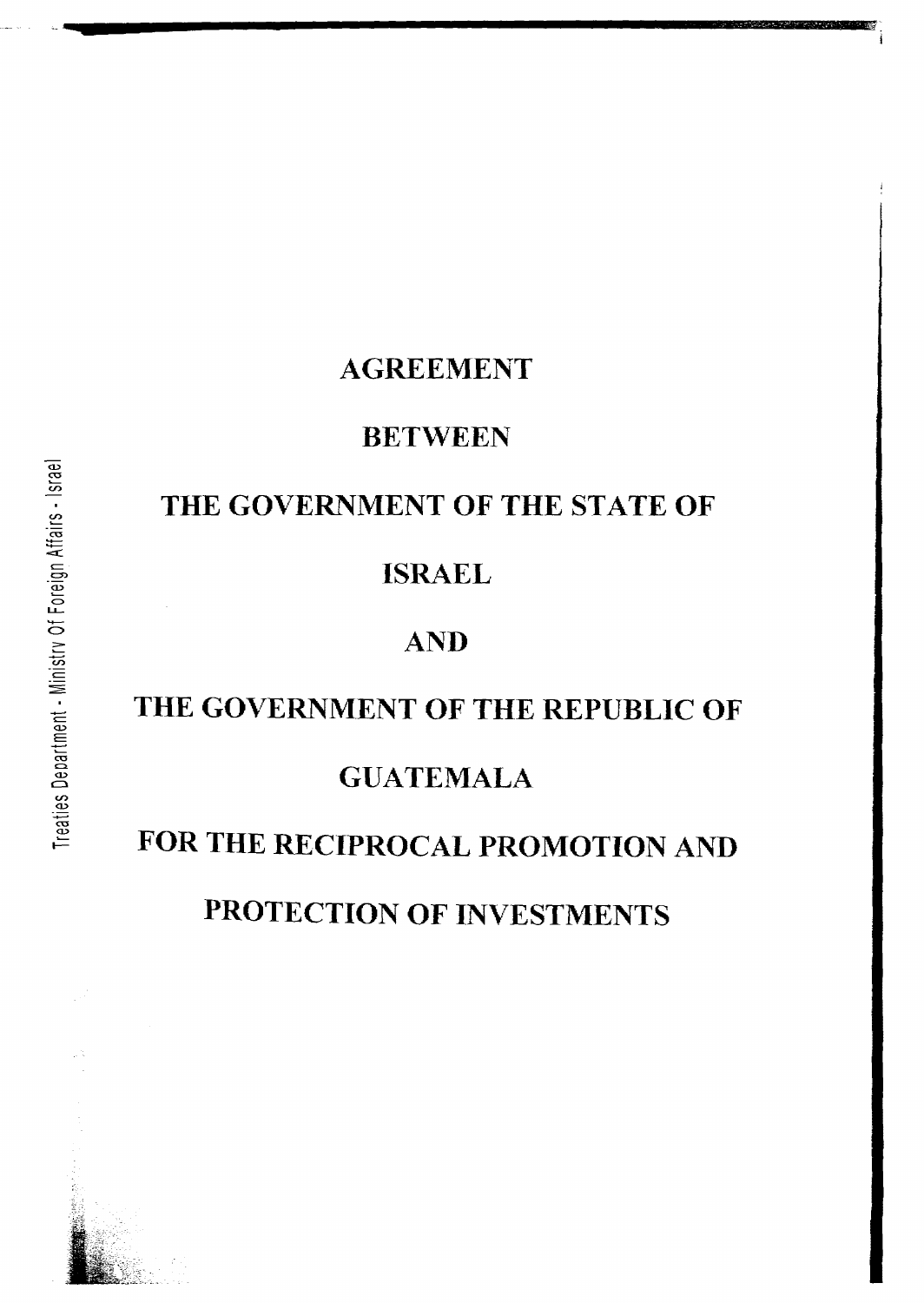# AGREEMENT

# BETWEEN

# THE GOVERNMENT OF THE STATE OF

# ISRAEL

# AND

# THE GOVERNMENT OF THE REPUBLIC OF

# GUATEMALA

# FOR THE RECIPROCAL PROMOTION AND

# PROTECTION OF INVESTMENTS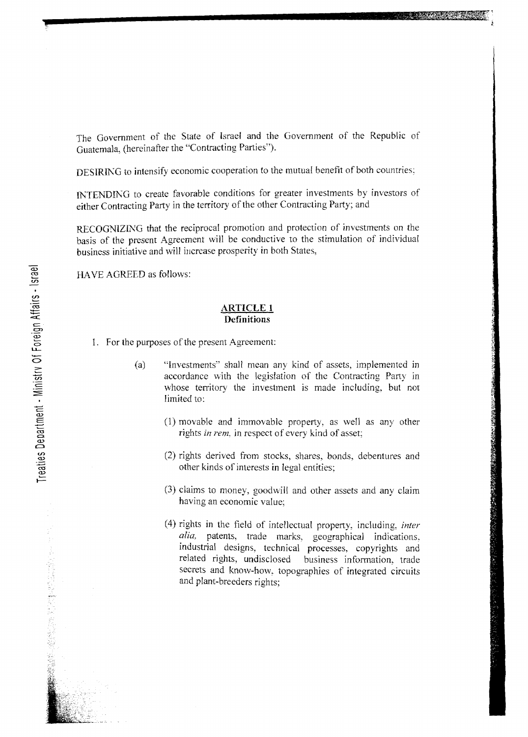The Government of the State of Israel and the Government of the Republic of Guatemala, (hereinafter the "Contracting Parties").

DESIRING to intensify economic cooperation to the mutual benefit of both countries;

INTENDING to create favorable conditions for greater investments by investors of either Contracting Party in the territory of the other Contracting Party; and

RECOGNIZING that the reciprocal promotion and protection of investments on the basis of the present Agreement will be conductive to the stimulation of individual business initiative and will increase prosperity in both States,

HAVE AGREED as follows:

## ARTICLE 1
### Definitions

1. For the purposes of the present Agreement:

   (a) "Investments" shall mean any kind of assets, implemented in accordance with the legislation of the Contracting Party in whose territory the investment is made including, but not limited to:

   (1) movable and immovable property, as well as any other rights *in rem*, in respect of every kind of asset;

   (2) rights derived from stocks, shares, bonds, debentures and other kinds of interests in legal entities;

   (3) claims to money, goodwill and other assets and any claim having an economic value;

   (4) rights in the field of intellectual property, including, *inter alia*, patents, trade marks, geographical indications, industrial designs, technical processes, copyrights and related rights, undisclosed business information, trade secrets and know-how, topographies of integrated circuits and plant-breeders rights;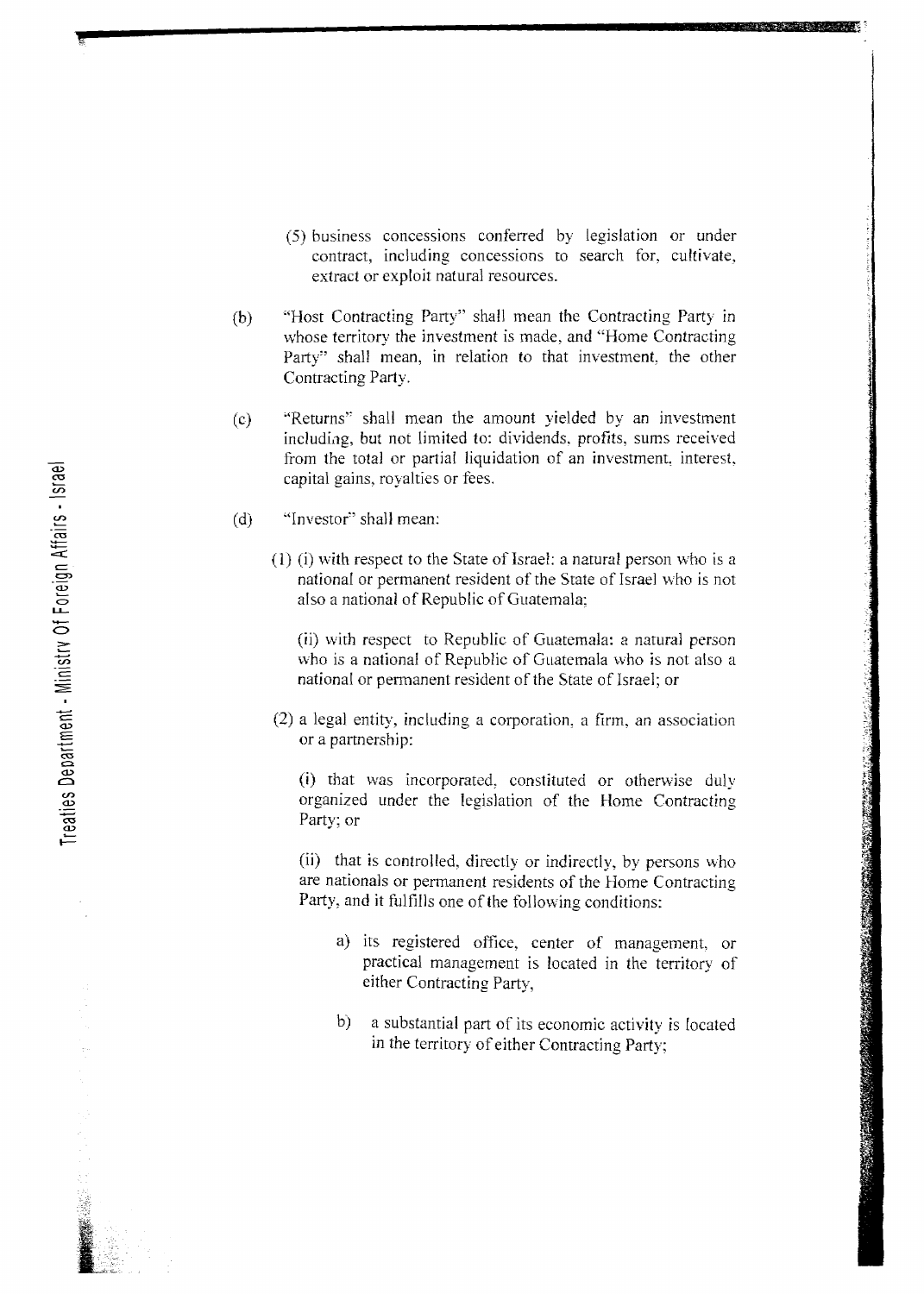(5) business concessions conferred by legislation or under contract, including concessions to search for, cultivate, extract or exploit natural resources.

(b) "Host Contracting Party" shall mean the Contracting Party in whose territory the investment is made, and "Home Contracting Party" shall mean, in relation to that investment, the other Contracting Party.

(c) "Returns" shall mean the amount yielded by an investment including, but not limited to: dividends, profits, sums received from the total or partial liquidation of an investment, interest, capital gains, royalties or fees.

(d) "Investor" shall mean:

(1) (i) with respect to the State of Israel: a natural person who is a national or permanent resident of the State of Israel who is not also a national of Republic of Guatemala;

(ii) with respect to Republic of Guatemala: a natural person who is a national of Republic of Guatemala who is not also a national or permanent resident of the State of Israel; or

(2) a legal entity, including a corporation, a firm, an association or a partnership:

(i) that was incorporated, constituted or otherwise duly organized under the legislation of the Home Contracting Party; or

(ii) that is controlled, directly or indirectly, by persons who are nationals or permanent residents of the Home Contracting Party, and it fulfills one of the following conditions:

a) its registered office, center of management, or practical management is located in the territory of either Contracting Party,

b) a substantial part of its economic activity is located in the territory of either Contracting Party;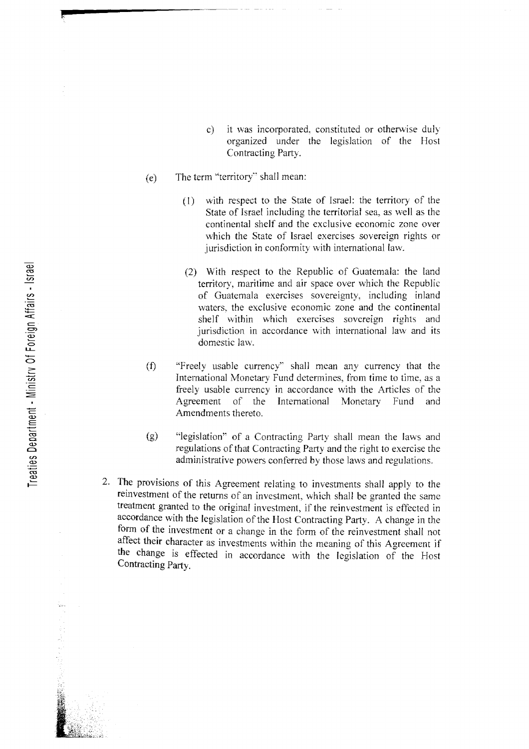c) it was incorporated, constituted or otherwise duly organized under the legislation of the Host Contracting Party.

(e) The term "territory" shall mean:

(1) with respect to the State of Israel: the territory of the State of Israel including the territorial sea, as well as the continental shelf and the exclusive economic zone over which the State of Israel exercises sovereign rights or jurisdiction in conformity with international law.

(2) With respect to the Republic of Guatemala: the land territory, maritime and air space over which the Republic of Guatemala exercises sovereignty, including inland waters, the exclusive economic zone and the continental shelf within which exercises sovereign rights and jurisdiction in accordance with international law and its domestic law.

(f) "Freely usable currency" shall mean any currency that the International Monetary Fund determines, from time to time, as a freely usable currency in accordance with the Articles of the Agreement of the International Monetary Fund and Amendments thereto.

(g) "legislation" of a Contracting Party shall mean the laws and regulations of that Contracting Party and the right to exercise the administrative powers conferred by those laws and regulations.

2. The provisions of this Agreement relating to investments shall apply to the reinvestment of the returns of an investment, which shall be granted the same treatment granted to the original investment, if the reinvestment is effected in accordance with the legislation of the Host Contracting Party. A change in the form of the investment or a change in the form of the reinvestment shall not affect their character as investments within the meaning of this Agreement if the change is effected in accordance with the legislation of the Host Contracting Party.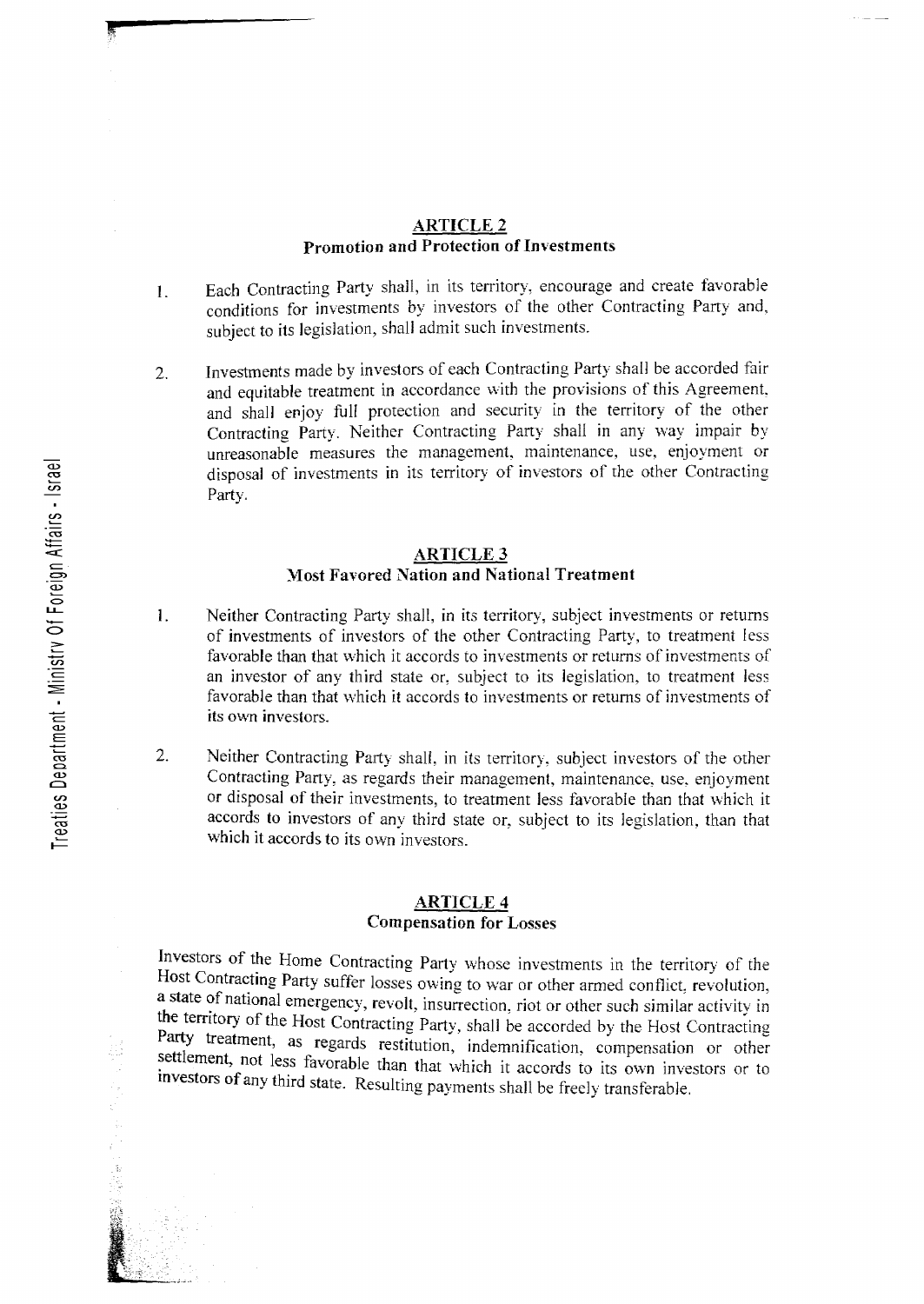## ARTICLE 2
### Promotion and Protection of Investments

1. Each Contracting Party shall, in its territory, encourage and create favorable conditions for investments by investors of the other Contracting Party and, subject to its legislation, shall admit such investments.

2. Investments made by investors of each Contracting Party shall be accorded fair and equitable treatment in accordance with the provisions of this Agreement, and shall enjoy full protection and security in the territory of the other Contracting Party. Neither Contracting Party shall in any way impair by unreasonable measures the management, maintenance, use, enjoyment or disposal of investments in its territory of investors of the other Contracting Party.

## ARTICLE 3
### Most Favored Nation and National Treatment

1. Neither Contracting Party shall, in its territory, subject investments or returns of investments of investors of the other Contracting Party, to treatment less favorable than that which it accords to investments or returns of investments of an investor of any third state or, subject to its legislation, to treatment less favorable than that which it accords to investments or returns of investments of its own investors.

2. Neither Contracting Party shall, in its territory, subject investors of the other Contracting Party, as regards their management, maintenance, use, enjoyment or disposal of their investments, to treatment less favorable than that which it accords to investors of any third state or, subject to its legislation, than that which it accords to its own investors.

## ARTICLE 4
### Compensation for Losses

Investors of the Home Contracting Party whose investments in the territory of the Host Contracting Party suffer losses owing to war or other armed conflict, revolution, a state of national emergency, revolt, insurrection, riot or other such similar activity in the territory of the Host Contracting Party, shall be accorded by the Host Contracting Party treatment, as regards restitution, indemnification, compensation or other settlement, not less favorable than that which it accords to its own investors or to investors of any third state. Resulting payments shall be freely transferable.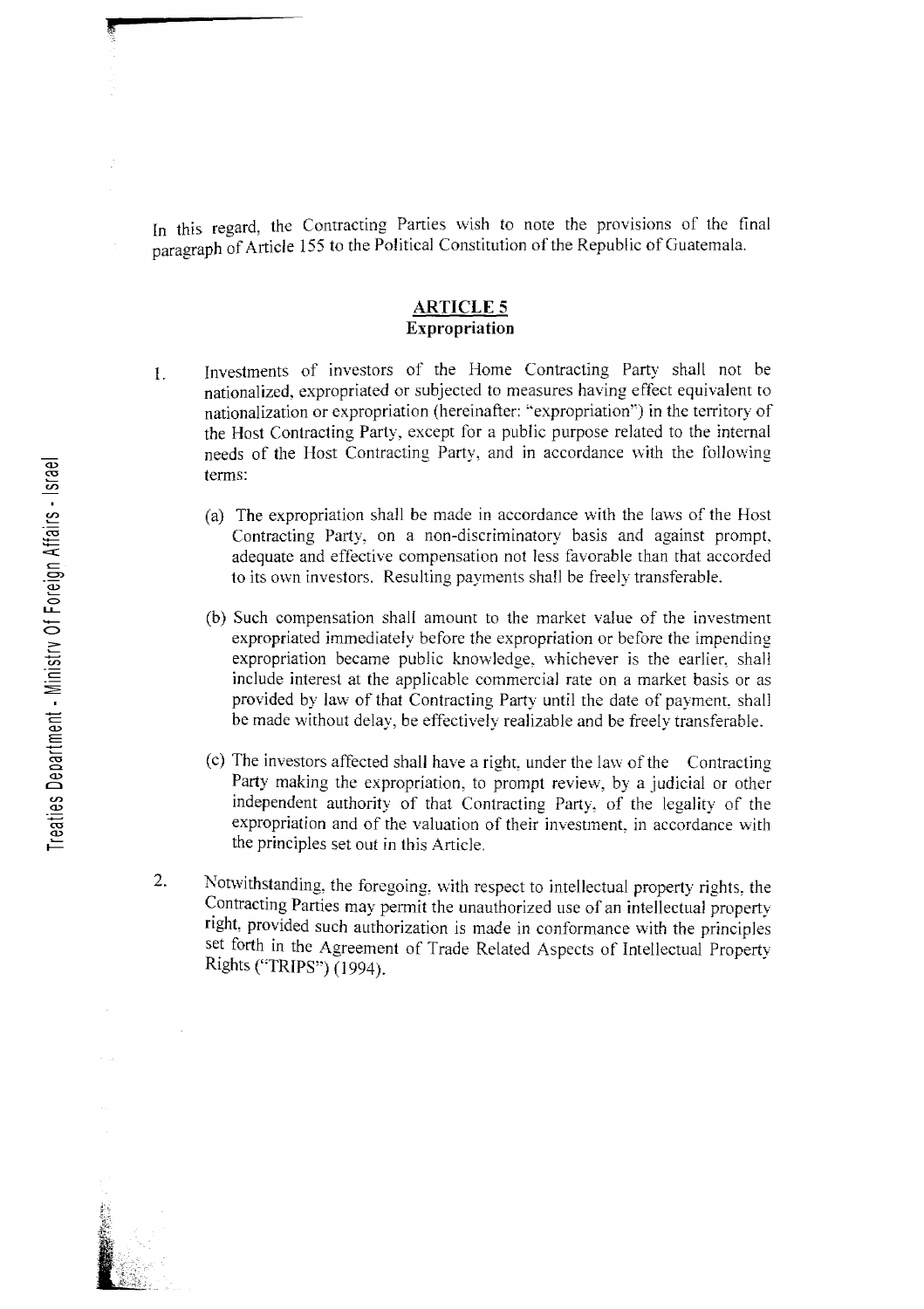In this regard, the Contracting Parties wish to note the provisions of the final paragraph of Article 155 to the Political Constitution of the Republic of Guatemala.

## ARTICLE 5
**Expropriation**

1. Investments of investors of the Home Contracting Party shall not be nationalized, expropriated or subjected to measures having effect equivalent to nationalization or expropriation (hereinafter: "expropriation") in the territory of the Host Contracting Party, except for a public purpose related to the internal needs of the Host Contracting Party, and in accordance with the following terms:

   (a) The expropriation shall be made in accordance with the laws of the Host Contracting Party, on a non-discriminatory basis and against prompt, adequate and effective compensation not less favorable than that accorded to its own investors. Resulting payments shall be freely transferable.

   (b) Such compensation shall amount to the market value of the investment expropriated immediately before the expropriation or before the impending expropriation became public knowledge, whichever is the earlier, shall include interest at the applicable commercial rate on a market basis or as provided by law of that Contracting Party until the date of payment, shall be made without delay, be effectively realizable and be freely transferable.

   (c) The investors affected shall have a right, under the law of the Contracting Party making the expropriation, to prompt review, by a judicial or other independent authority of that Contracting Party, of the legality of the expropriation and of the valuation of their investment, in accordance with the principles set out in this Article.

2. Notwithstanding, the foregoing, with respect to intellectual property rights, the Contracting Parties may permit the unauthorized use of an intellectual property right, provided such authorization is made in conformance with the principles set forth in the Agreement of Trade Related Aspects of Intellectual Property Rights ("TRIPS") (1994).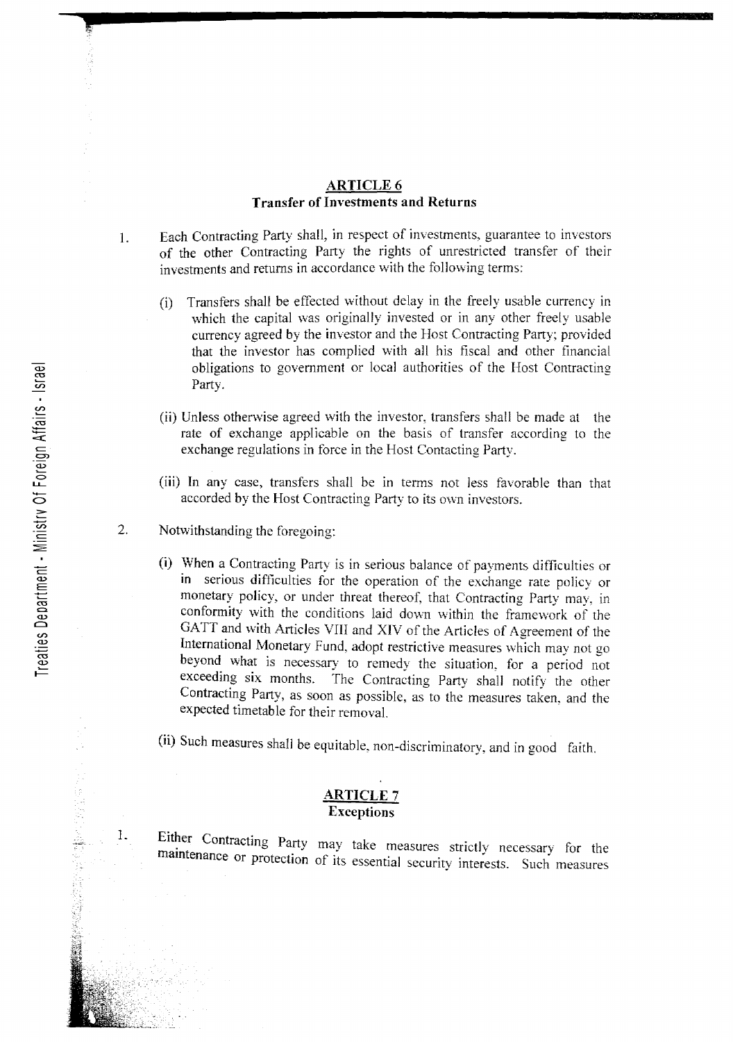## ARTICLE 6
### Transfer of Investments and Returns

1. Each Contracting Party shall, in respect of investments, guarantee to investors of the other Contracting Party the rights of unrestricted transfer of their investments and returns in accordance with the following terms:

   (i) Transfers shall be effected without delay in the freely usable currency in which the capital was originally invested or in any other freely usable currency agreed by the investor and the Host Contracting Party; provided that the investor has complied with all his fiscal and other financial obligations to government or local authorities of the Host Contracting Party.

   (ii) Unless otherwise agreed with the investor, transfers shall be made at the rate of exchange applicable on the basis of transfer according to the exchange regulations in force in the Host Contacting Party.

   (iii) In any case, transfers shall be in terms not less favorable than that accorded by the Host Contracting Party to its own investors.

2. Notwithstanding the foregoing:

   (i) When a Contracting Party is in serious balance of payments difficulties or in serious difficulties for the operation of the exchange rate policy or monetary policy, or under threat thereof, that Contracting Party may, in conformity with the conditions laid down within the framework of the GATT and with Articles VIII and XIV of the Articles of Agreement of the International Monetary Fund, adopt restrictive measures which may not go beyond what is necessary to remedy the situation, for a period not exceeding six months. The Contracting Party shall notify the other Contracting Party, as soon as possible, as to the measures taken, and the expected timetable for their removal.

   (ii) Such measures shall be equitable, non-discriminatory, and in good faith.

## ARTICLE 7
### Exceptions

1. Either Contracting Party may take measures strictly necessary for the maintenance or protection of its essential security interests. Such measures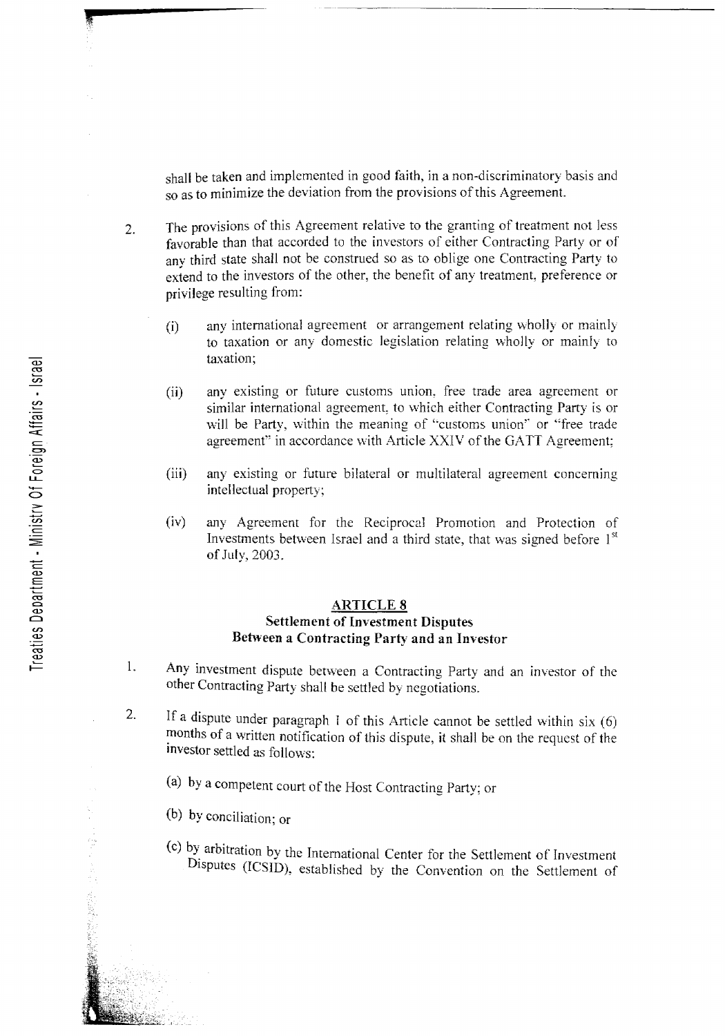shall be taken and implemented in good faith, in a non-discriminatory basis and so as to minimize the deviation from the provisions of this Agreement.

2. The provisions of this Agreement relative to the granting of treatment not less favorable than that accorded to the investors of either Contracting Party or of any third state shall not be construed so as to oblige one Contracting Party to extend to the investors of the other, the benefit of any treatment, preference or privilege resulting from:

   (i) any international agreement or arrangement relating wholly or mainly to taxation or any domestic legislation relating wholly or mainly to taxation;

   (ii) any existing or future customs union, free trade area agreement or similar international agreement, to which either Contracting Party is or will be Party, within the meaning of "customs union" or "free trade agreement" in accordance with Article XXIV of the GATT Agreement;

   (iii) any existing or future bilateral or multilateral agreement concerning intellectual property;

   (iv) any Agreement for the Reciprocal Promotion and Protection of Investments between Israel and a third state, that was signed before 1st of July, 2003.

## ARTICLE 8

### Settlement of Investment Disputes Between a Contracting Party and an Investor

1. Any investment dispute between a Contracting Party and an investor of the other Contracting Party shall be settled by negotiations.

2. If a dispute under paragraph 1 of this Article cannot be settled within six (6) months of a written notification of this dispute, it shall be on the request of the investor settled as follows:

   (a) by a competent court of the Host Contracting Party; or

   (b) by conciliation; or

   (c) by arbitration by the International Center for the Settlement of Investment Disputes (ICSID), established by the Convention on the Settlement of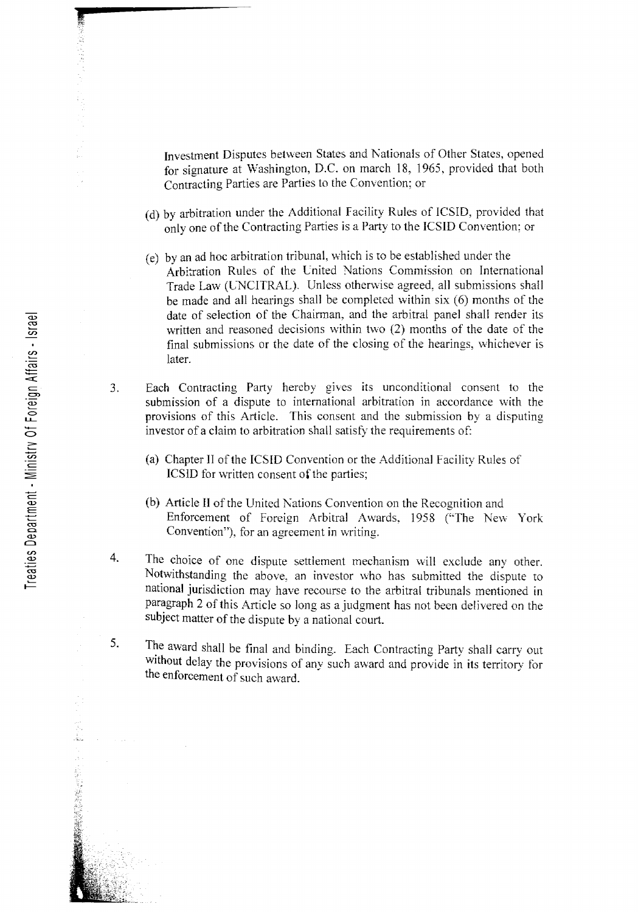Investment Disputes between States and Nationals of Other States, opened for signature at Washington, D.C. on march 18, 1965, provided that both Contracting Parties are Parties to the Convention; or

(d) by arbitration under the Additional Facility Rules of ICSID, provided that only one of the Contracting Parties is a Party to the ICSID Convention; or

(e) by an ad hoc arbitration tribunal, which is to be established under the Arbitration Rules of the United Nations Commission on International Trade Law (UNCITRAL). Unless otherwise agreed, all submissions shall be made and all hearings shall be completed within six (6) months of the date of selection of the Chairman, and the arbitral panel shall render its written and reasoned decisions within two (2) months of the date of the final submissions or the date of the closing of the hearings, whichever is later.

3. Each Contracting Party hereby gives its unconditional consent to the submission of a dispute to international arbitration in accordance with the provisions of this Article. This consent and the submission by a disputing investor of a claim to arbitration shall satisfy the requirements of:

   (a) Chapter II of the ICSID Convention or the Additional Facility Rules of ICSID for written consent of the parties;

   (b) Article II of the United Nations Convention on the Recognition and Enforcement of Foreign Arbitral Awards, 1958 ("The New York Convention"), for an agreement in writing.

4. The choice of one dispute settlement mechanism will exclude any other. Notwithstanding the above, an investor who has submitted the dispute to national jurisdiction may have recourse to the arbitral tribunals mentioned in paragraph 2 of this Article so long as a judgment has not been delivered on the subject matter of the dispute by a national court.

5. The award shall be final and binding. Each Contracting Party shall carry out without delay the provisions of any such award and provide in its territory for the enforcement of such award.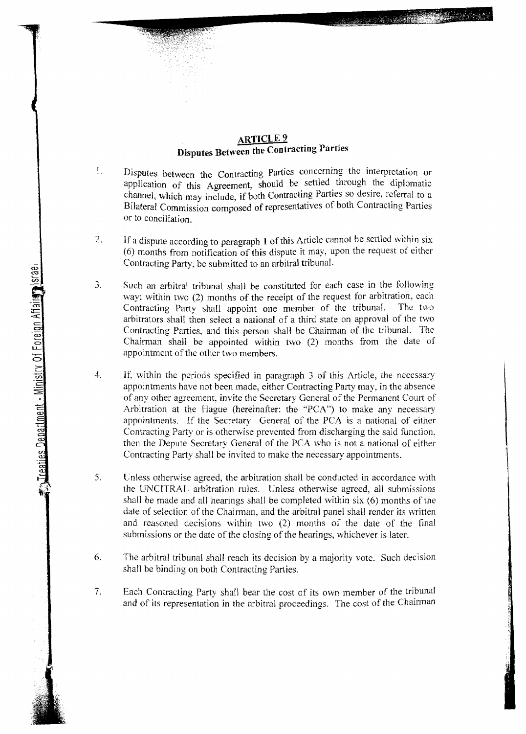## ARTICLE 9
### Disputes Between the Contracting Parties

1. Disputes between the Contracting Parties concerning the interpretation or application of this Agreement, should be settled through the diplomatic channel, which may include, if both Contracting Parties so desire, referral to a Bilateral Commission composed of representatives of both Contracting Parties or to conciliation.

2. If a dispute according to paragraph 1 of this Article cannot be settled within six (6) months from notification of this dispute it may, upon the request of either Contracting Party, be submitted to an arbitral tribunal.

3. Such an arbitral tribunal shall be constituted for each case in the following way: within two (2) months of the receipt of the request for arbitration, each Contracting Party shall appoint one member of the tribunal. The two arbitrators shall then select a national of a third state on approval of the two Contracting Parties, and this person shall be Chairman of the tribunal. The Chairman shall be appointed within two (2) months from the date of appointment of the other two members.

4. If, within the periods specified in paragraph 3 of this Article, the necessary appointments have not been made, either Contracting Party may, in the absence of any other agreement, invite the Secretary General of the Permanent Court of Arbitration at the Hague (hereinafter: the "PCA") to make any necessary appointments. If the Secretary General of the PCA is a national of either Contracting Party or is otherwise prevented from discharging the said function, then the Depute Secretary General of the PCA who is not a national of either Contracting Party shall be invited to make the necessary appointments.

5. Unless otherwise agreed, the arbitration shall be conducted in accordance with the UNCITRAL arbitration rules. Unless otherwise agreed, all submissions shall be made and all hearings shall be completed within six (6) months of the date of selection of the Chairman, and the arbitral panel shall render its written and reasoned decisions within two (2) months of the date of the final submissions or the date of the closing of the hearings, whichever is later.

6. The arbitral tribunal shall reach its decision by a majority vote. Such decision shall be binding on both Contracting Parties.

7. Each Contracting Party shall bear the cost of its own member of the tribunal and of its representation in the arbitral proceedings. The cost of the Chairman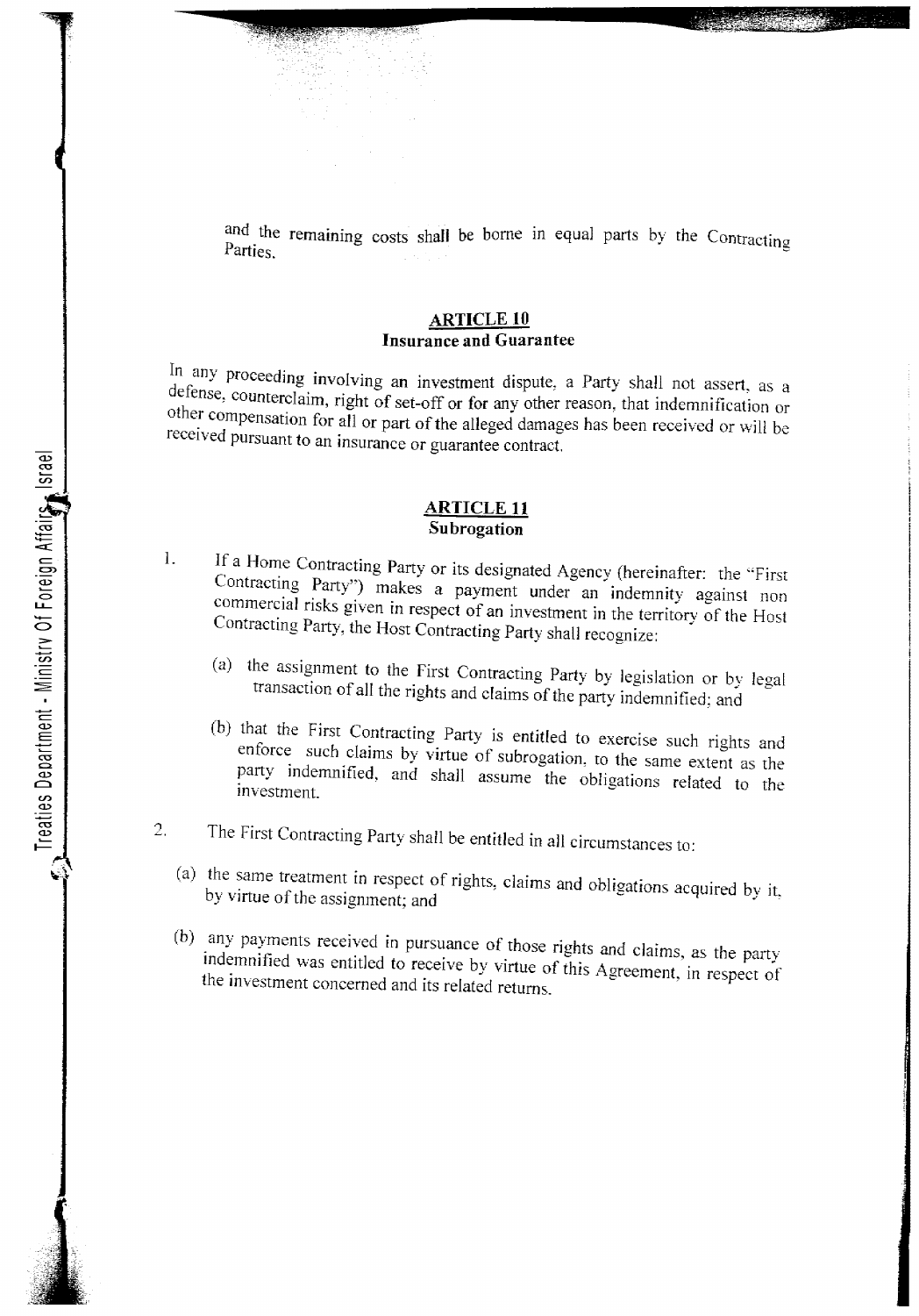and the remaining costs shall be borne in equal parts by the Contracting Parties.

## ARTICLE 10
### Insurance and Guarantee

In any proceeding involving an investment dispute, a Party shall not assert, as a defense, counterclaim, right of set-off or for any other reason, that indemnification or other compensation for all or part of the alleged damages has been received or will be received pursuant to an insurance or guarantee contract.

## ARTICLE 11
### Subrogation

1. If a Home Contracting Party or its designated Agency (hereinafter: the "First Contracting Party") makes a payment under an indemnity against non commercial risks given in respect of an investment in the territory of the Host Contracting Party, the Host Contracting Party shall recognize:

   (a) the assignment to the First Contracting Party by legislation or by legal transaction of all the rights and claims of the party indemnified; and

   (b) that the First Contracting Party is entitled to exercise such rights and enforce such claims by virtue of subrogation, to the same extent as the party indemnified, and shall assume the obligations related to the investment.

2. The First Contracting Party shall be entitled in all circumstances to:

   (a) the same treatment in respect of rights, claims and obligations acquired by it, by virtue of the assignment; and

   (b) any payments received in pursuance of those rights and claims, as the party indemnified was entitled to receive by virtue of this Agreement, in respect of the investment concerned and its related returns.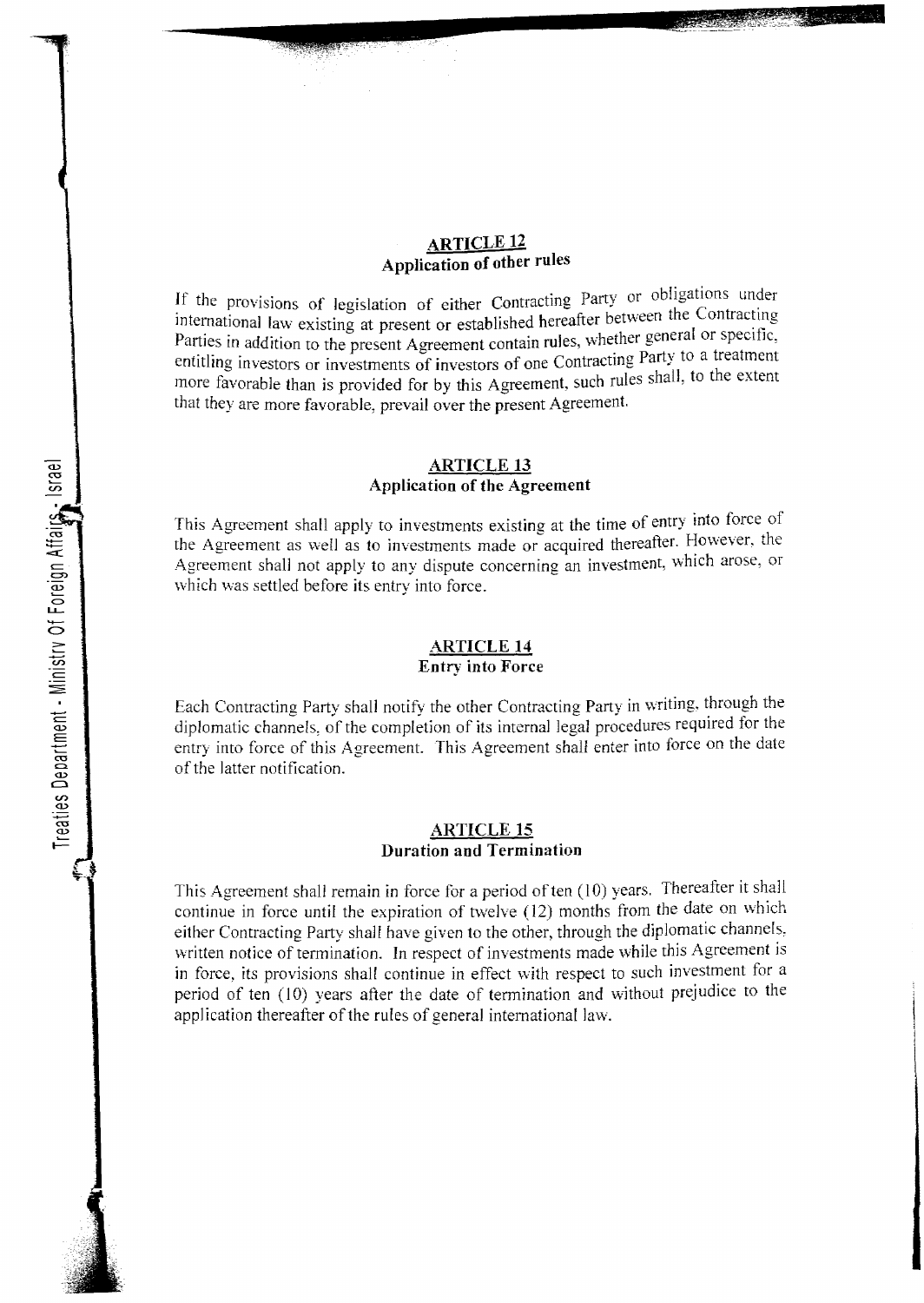## ARTICLE 12
### Application of other rules

If the provisions of legislation of either Contracting Party or obligations under international law existing at present or established hereafter between the Contracting Parties in addition to the present Agreement contain rules, whether general or specific, entitling investors or investments of investors of one Contracting Party to a treatment more favorable than is provided for by this Agreement, such rules shall, to the extent that they are more favorable, prevail over the present Agreement.

## ARTICLE 13
### Application of the Agreement

This Agreement shall apply to investments existing at the time of entry into force of the Agreement as well as to investments made or acquired thereafter. However, the Agreement shall not apply to any dispute concerning an investment, which arose, or which was settled before its entry into force.

## ARTICLE 14
### Entry into Force

Each Contracting Party shall notify the other Contracting Party in writing, through the diplomatic channels, of the completion of its internal legal procedures required for the entry into force of this Agreement. This Agreement shall enter into force on the date of the latter notification.

## ARTICLE 15
### Duration and Termination

This Agreement shall remain in force for a period of ten (10) years. Thereafter it shall continue in force until the expiration of twelve (12) months from the date on which either Contracting Party shall have given to the other, through the diplomatic channels, written notice of termination. In respect of investments made while this Agreement is in force, its provisions shall continue in effect with respect to such investment for a period of ten (10) years after the date of termination and without prejudice to the application thereafter of the rules of general international law.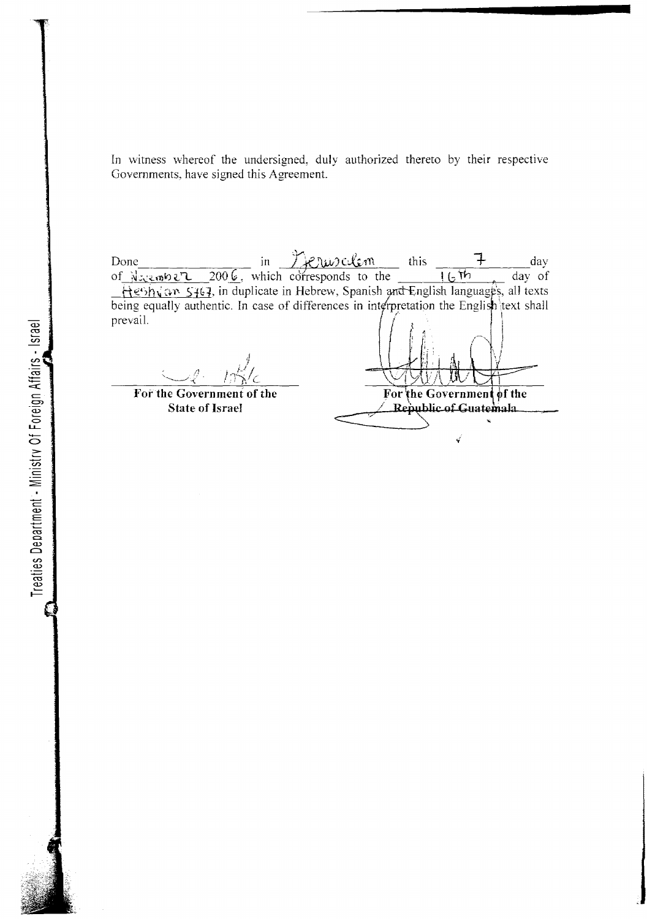In witness whereof the undersigned, duly authorized thereto by their respective Governments, have signed this Agreement.

Done in Jerusalem this 7 day of November 2006, which corresponds to the 16th day of Heshvan 5767, in duplicate in Hebrew, Spanish and English languages, all texts being equally authentic. In case of differences in interpretation the English text shall prevail.

| | |
|---|---|
| **For the Government of the State of Israel** | **For the Government of the Republic of Guatemala** |